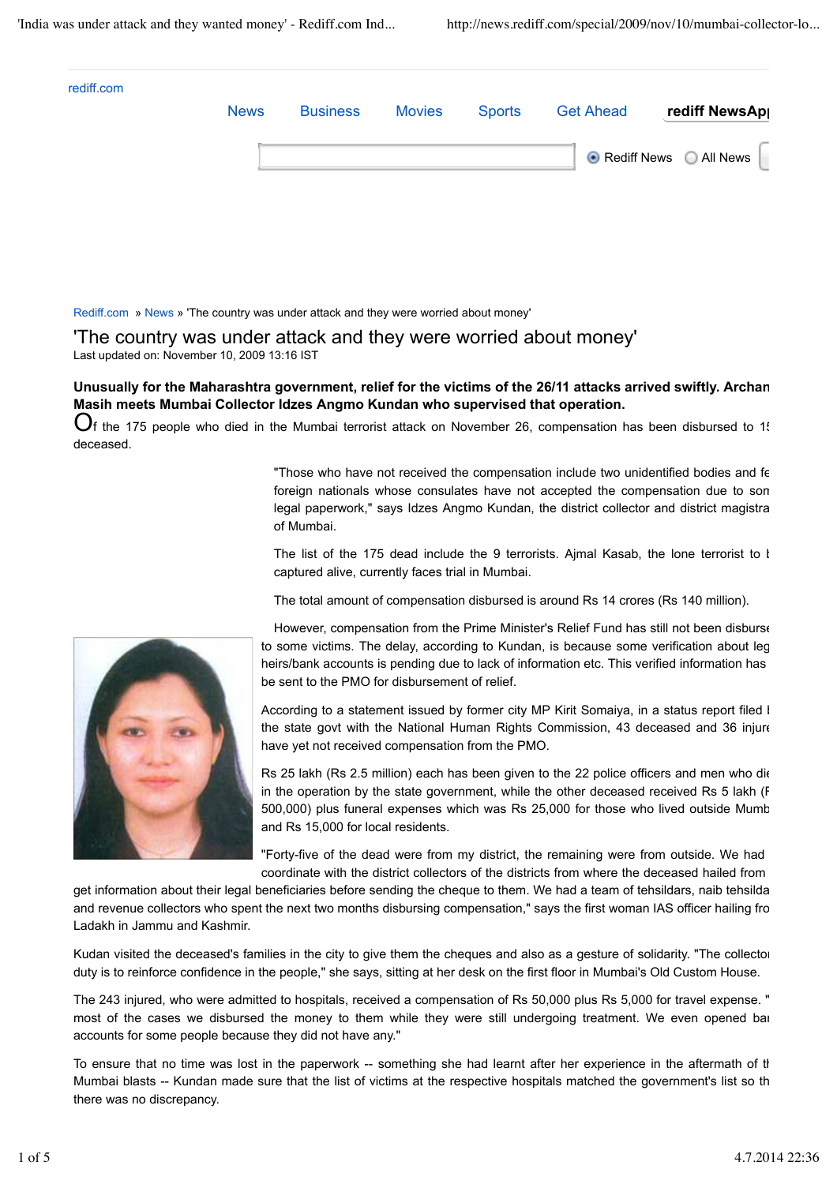rediff.com

News | Business | Movies | Sports | Get Ahead | **rediff NewsAp**

Rediff News | All News

Rediff.com » News » 'The country was under attack and they were worried about money'

# 'The country was under attack and they were worried about money'

Last updated on: November 10, 2009 13:16 IST

**Unusually for the Maharashtra government, relief for the victims of the 26/11 attacks arrived swiftly. Archan Masih meets Mumbai Collector Idzes Angmo Kundan who supervised that operation.**

Of the 175 people who died in the Mumbai terrorist attack on November 26, compensation has been disbursed to 15 deceased.

"Those who have not received the compensation include two unidentified bodies and fe foreign nationals whose consulates have not accepted the compensation due to son legal paperwork," says Idzes Angmo Kundan, the district collector and district magistra of Mumbai.

The list of the 175 dead include the 9 terrorists. Ajmal Kasab, the lone terrorist to b captured alive, currently faces trial in Mumbai.

The total amount of compensation disbursed is around Rs 14 crores (Rs 140 million).

However, compensation from the Prime Minister's Relief Fund has still not been disburse to some victims. The delay, according to Kundan, is because some verification about leg heirs/bank accounts is pending due to lack of information etc. This verified information has be sent to the PMO for disbursement of relief.

According to a statement issued by former city MP Kirit Somaiya, in a status report filed l the state govt with the National Human Rights Commission, 43 deceased and 36 injure have yet not received compensation from the PMO.

Rs 25 lakh (Rs 2.5 million) each has been given to the 22 police officers and men who die in the operation by the state government, while the other deceased received Rs 5 lakh (R 500,000) plus funeral expenses which was Rs 25,000 for those who lived outside Mumb and Rs 15,000 for local residents.

"Forty-five of the dead were from my district, the remaining were from outside. We had coordinate with the district collectors of the districts from where the deceased hailed from get information about their legal beneficiaries before sending the cheque to them. We had a team of tehsildars, naib tehsilda and revenue collectors who spent the next two months disbursing compensation," says the first woman IAS officer hailing fro Ladakh in Jammu and Kashmir.

Kudan visited the deceased's families in the city to give them the cheques and also as a gesture of solidarity. "The collecto duty is to reinforce confidence in the people," she says, sitting at her desk on the first floor in Mumbai's Old Custom House.

The 243 injured, who were admitted to hospitals, received a compensation of Rs 50,000 plus Rs 5,000 for travel expense. " most of the cases we disbursed the money to them while they were still undergoing treatment. We even opened ba accounts for some people because they did not have any."

To ensure that no time was lost in the paperwork -- something she had learnt after her experience in the aftermath of t Mumbai blasts -- Kundan made sure that the list of victims at the respective hospitals matched the government's list so th there was no discrepancy.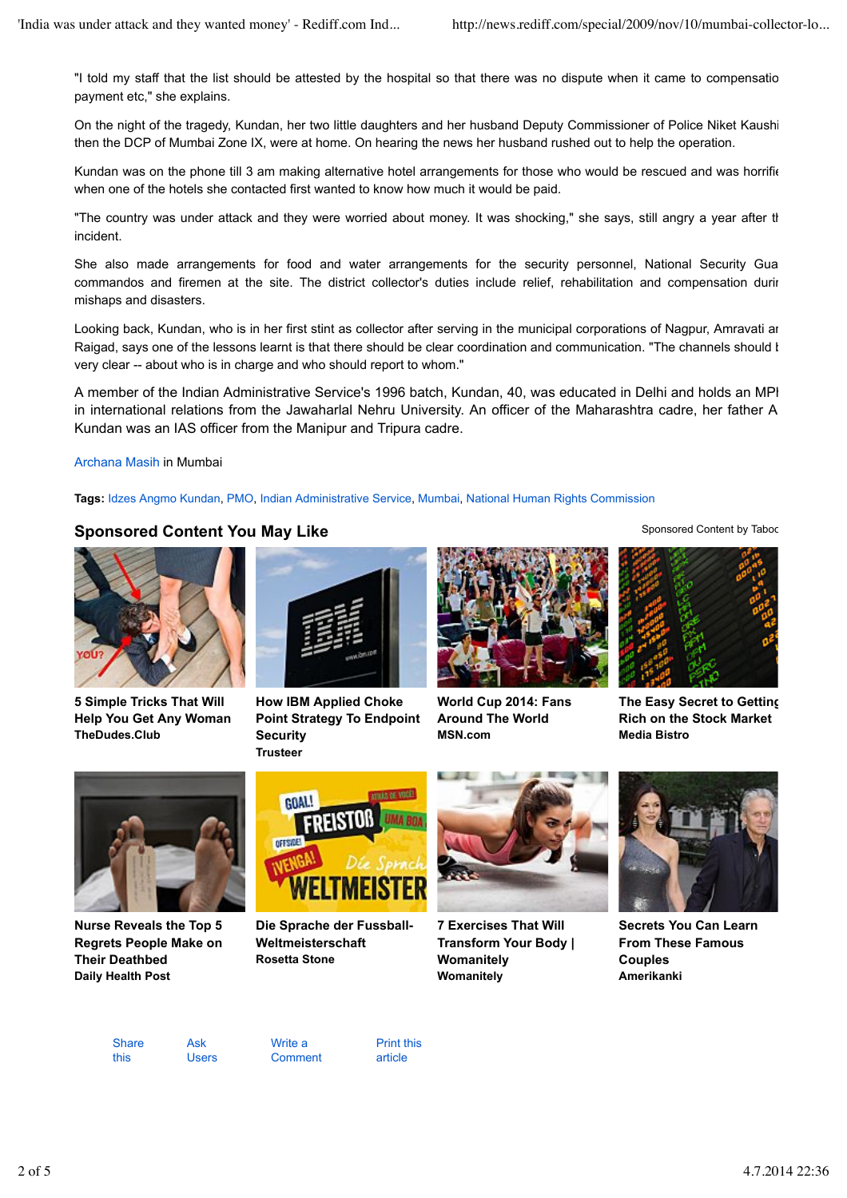"I told my staff that the list should be attested by the hospital so that there was no dispute when it came to compensatio payment etc," she explains.

On the night of the tragedy, Kundan, her two little daughters and her husband Deputy Commissioner of Police Niket Kaushi then the DCP of Mumbai Zone IX, were at home. On hearing the news her husband rushed out to help the operation.

Kundan was on the phone till 3 am making alternative hotel arrangements for those who would be rescued and was horrifie when one of the hotels she contacted first wanted to know how much it would be paid.

"The country was under attack and they were worried about money. It was shocking," she says, still angry a year after tl incident.

She also made arrangements for food and water arrangements for the security personnel, National Security Gua commandos and firemen at the site. The district collector's duties include relief, rehabilitation and compensation durir mishaps and disasters.

Looking back, Kundan, who is in her first stint as collector after serving in the municipal corporations of Nagpur, Amravati ar Raigad, says one of the lessons learnt is that there should be clear coordination and communication. "The channels should t very clear -- about who is in charge and who should report to whom."

A member of the Indian Administrative Service's 1996 batch, Kundan, 40, was educated in Delhi and holds an MPI in international relations from the Jawaharlal Nehru University. An officer of the Maharashtra cadre, her father A Kundan was an IAS officer from the Manipur and Tripura cadre.

Archana Masih in Mumbai

**Tags:** Idzes Angmo Kundan, PMO, Indian Administrative Service, Mumbai, National Human Rights Commission

## Sponsored Content You May Like

Sponsored Content by Taboc

**5 Simple Tricks That Will Help You Get Any Woman**
**TheDudes.Club**

**How IBM Applied Choke Point Strategy To Endpoint Security**
**Trusteer**

**World Cup 2014: Fans Around The World**
**MSN.com**

**The Easy Secret to Getting Rich on the Stock Market**
**Media Bistro**

**Nurse Reveals the Top 5 Regrets People Make on Their Deathbed**
**Daily Health Post**

**Die Sprache der Fussball-Weltmeisterschaft**
**Rosetta Stone**

**7 Exercises That Will Transform Your Body | Womanitely**
**Womanitely**

**Secrets You Can Learn From These Famous Couples**
**Amerikanki**

Share this | Ask Users | Write a Comment | Print this article